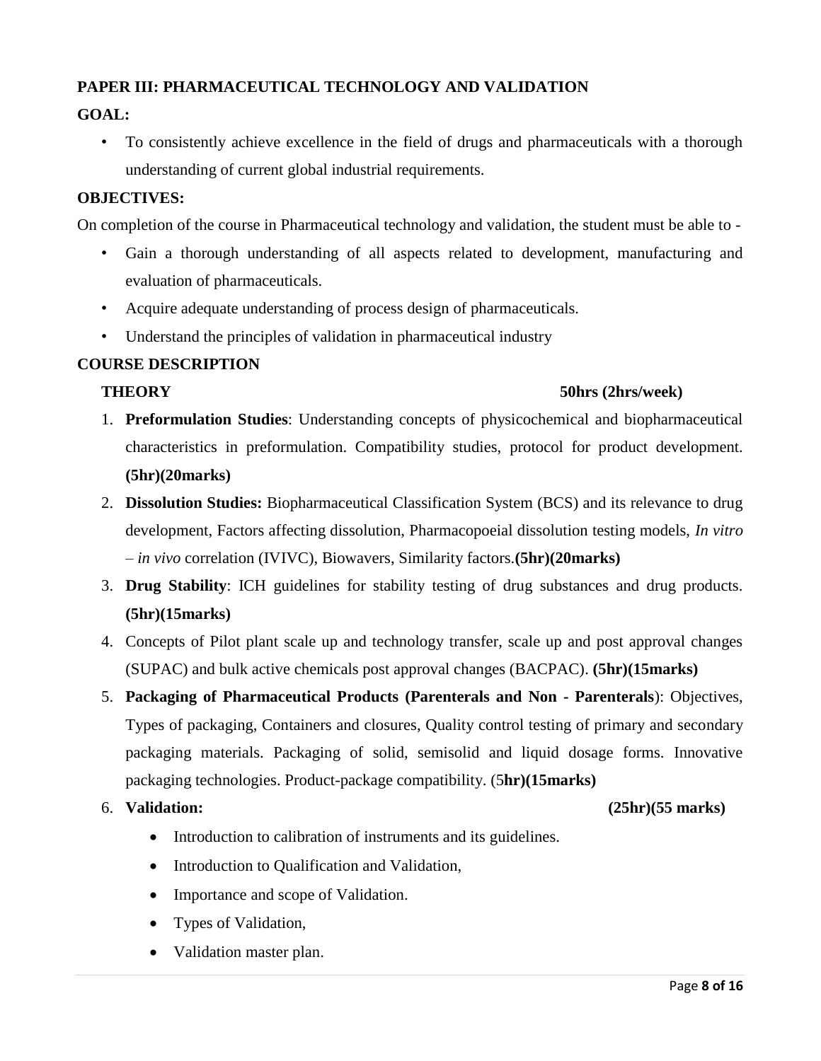## PAPER III: PHARMACEUTICAL TECHNOLOGY AND VALIDATION

**GOAL:**

- To consistently achieve excellence in the field of drugs and pharmaceuticals with a thorough understanding of current global industrial requirements.

**OBJECTIVES:**

On completion of the course in Pharmaceutical technology and validation, the student must be able to -

- Gain a thorough understanding of all aspects related to development, manufacturing and evaluation of pharmaceuticals.
- Acquire adequate understanding of process design of pharmaceuticals.
- Understand the principles of validation in pharmaceutical industry

**COURSE DESCRIPTION**

**THEORY** **50hrs (2hrs/week)**

1. **Preformulation Studies**: Understanding concepts of physicochemical and biopharmaceutical characteristics in preformulation. Compatibility studies, protocol for product development. **(5hr)(20marks)**
2. **Dissolution Studies:** Biopharmaceutical Classification System (BCS) and its relevance to drug development, Factors affecting dissolution, Pharmacopoeial dissolution testing models, *In vitro – in vivo* correlation (IVIVC), Biowavers, Similarity factors.**(5hr)(20marks)**
3. **Drug Stability**: ICH guidelines for stability testing of drug substances and drug products. **(5hr)(15marks)**
4. Concepts of Pilot plant scale up and technology transfer, scale up and post approval changes (SUPAC) and bulk active chemicals post approval changes (BACPAC). **(5hr)(15marks)**
5. **Packaging of Pharmaceutical Products (Parenterals and Non - Parenterals**): Objectives, Types of packaging, Containers and closures, Quality control testing of primary and secondary packaging materials. Packaging of solid, semisolid and liquid dosage forms. Innovative packaging technologies. Product-package compatibility. (5**hr)(15marks)**
6. **Validation:** **(25hr)(55 marks)**
   - Introduction to calibration of instruments and its guidelines.
   - Introduction to Qualification and Validation,
   - Importance and scope of Validation.
   - Types of Validation,
   - Validation master plan.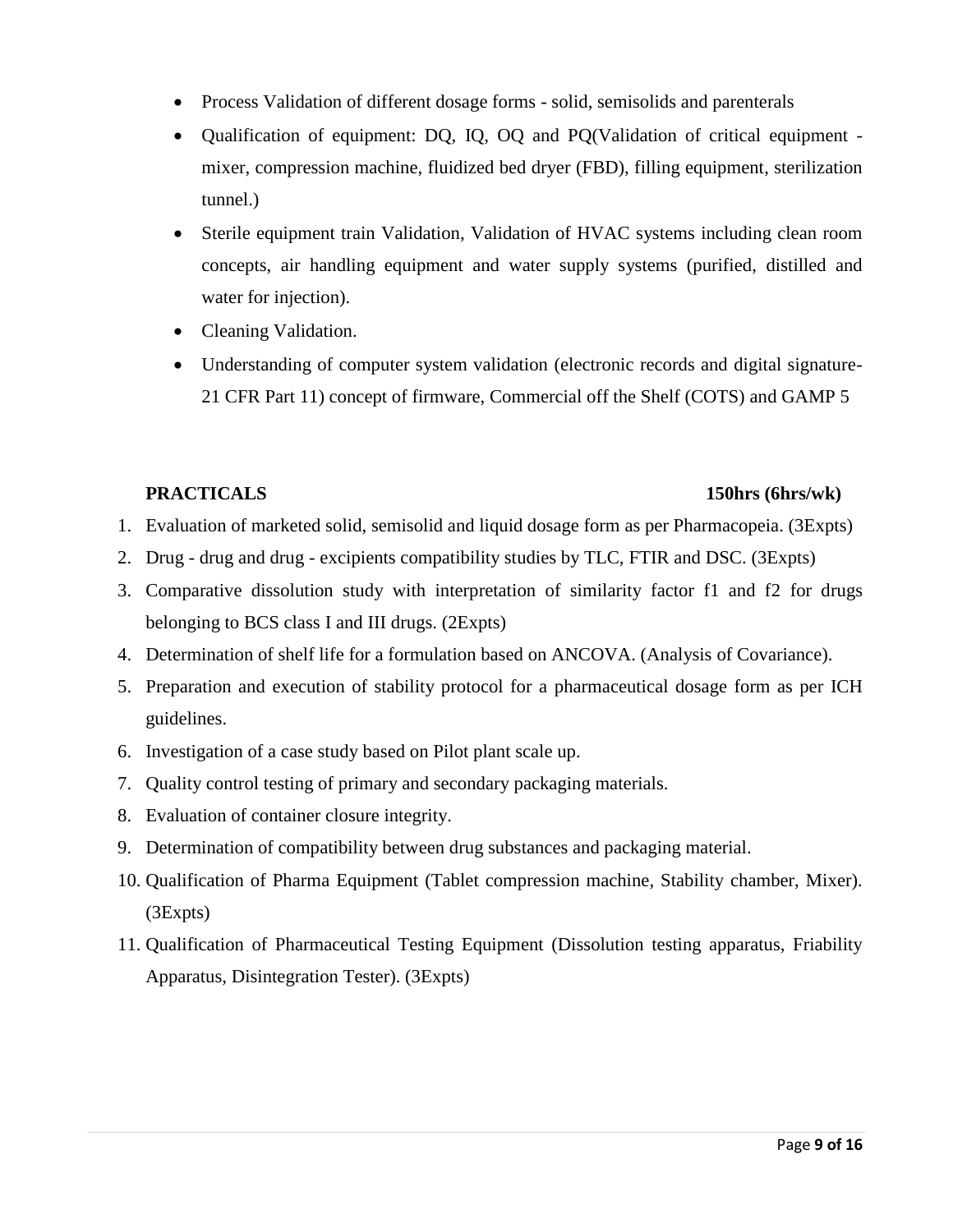- Process Validation of different dosage forms - solid, semisolids and parenterals
- Qualification of equipment: DQ, IQ, OQ and PQ(Validation of critical equipment - mixer, compression machine, fluidized bed dryer (FBD), filling equipment, sterilization tunnel.)
- Sterile equipment train Validation, Validation of HVAC systems including clean room concepts, air handling equipment and water supply systems (purified, distilled and water for injection).
- Cleaning Validation.
- Understanding of computer system validation (electronic records and digital signature-21 CFR Part 11) concept of firmware, Commercial off the Shelf (COTS) and GAMP 5

**PRACTICALS** **150hrs (6hrs/wk)**

1. Evaluation of marketed solid, semisolid and liquid dosage form as per Pharmacopeia. (3Expts)
2. Drug - drug and drug - excipients compatibility studies by TLC, FTIR and DSC. (3Expts)
3. Comparative dissolution study with interpretation of similarity factor f1 and f2 for drugs belonging to BCS class I and III drugs. (2Expts)
4. Determination of shelf life for a formulation based on ANCOVA. (Analysis of Covariance).
5. Preparation and execution of stability protocol for a pharmaceutical dosage form as per ICH guidelines.
6. Investigation of a case study based on Pilot plant scale up.
7. Quality control testing of primary and secondary packaging materials.
8. Evaluation of container closure integrity.
9. Determination of compatibility between drug substances and packaging material.
10. Qualification of Pharma Equipment (Tablet compression machine, Stability chamber, Mixer). (3Expts)
11. Qualification of Pharmaceutical Testing Equipment (Dissolution testing apparatus, Friability Apparatus, Disintegration Tester). (3Expts)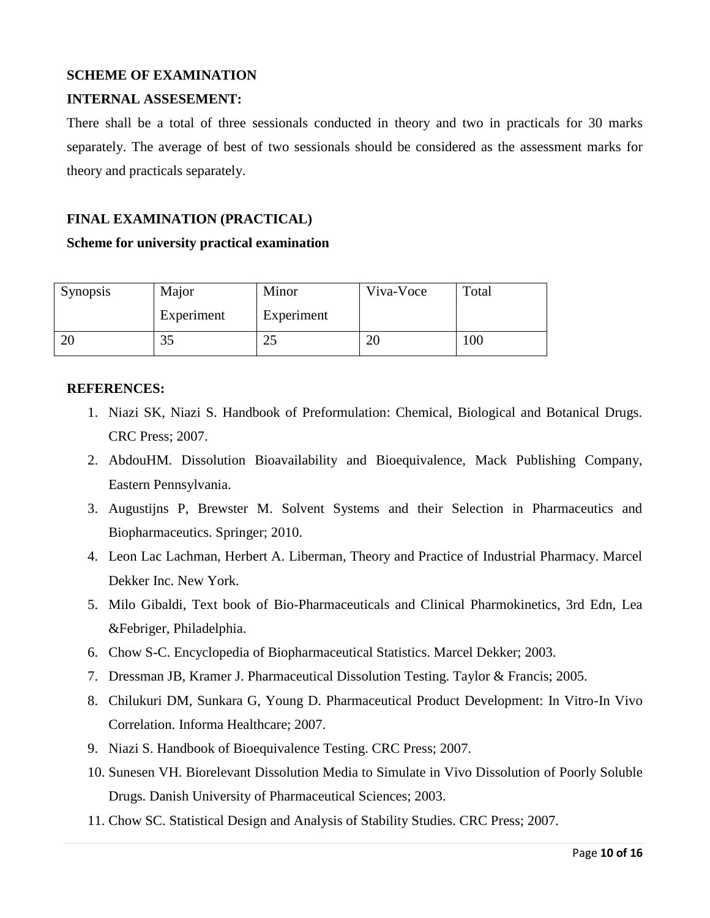**SCHEME OF EXAMINATION**

**INTERNAL ASSESEMENT:**

There shall be a total of three sessionals conducted in theory and two in practicals for 30 marks separately. The average of best of two sessionals should be considered as the assessment marks for theory and practicals separately.

**FINAL EXAMINATION (PRACTICAL)**

**Scheme for university practical examination**

| Synopsis | Major Experiment | Minor Experiment | Viva-Voce | Total |
|---|---|---|---|---|
| 20 | 35 | 25 | 20 | 100 |

**REFERENCES:**

1. Niazi SK, Niazi S. Handbook of Preformulation: Chemical, Biological and Botanical Drugs. CRC Press; 2007.
2. AbdouHM. Dissolution Bioavailability and Bioequivalence, Mack Publishing Company, Eastern Pennsylvania.
3. Augustijns P, Brewster M. Solvent Systems and their Selection in Pharmaceutics and Biopharmaceutics. Springer; 2010.
4. Leon Lac Lachman, Herbert A. Liberman, Theory and Practice of Industrial Pharmacy. Marcel Dekker Inc. New York.
5. Milo Gibaldi, Text book of Bio-Pharmaceuticals and Clinical Pharmokinetics, 3rd Edn, Lea &Febriger, Philadelphia.
6. Chow S-C. Encyclopedia of Biopharmaceutical Statistics. Marcel Dekker; 2003.
7. Dressman JB, Kramer J. Pharmaceutical Dissolution Testing. Taylor & Francis; 2005.
8. Chilukuri DM, Sunkara G, Young D. Pharmaceutical Product Development: In Vitro-In Vivo Correlation. Informa Healthcare; 2007.
9. Niazi S. Handbook of Bioequivalence Testing. CRC Press; 2007.
10. Sunesen VH. Biorelevant Dissolution Media to Simulate in Vivo Dissolution of Poorly Soluble Drugs. Danish University of Pharmaceutical Sciences; 2003.
11. Chow SC. Statistical Design and Analysis of Stability Studies. CRC Press; 2007.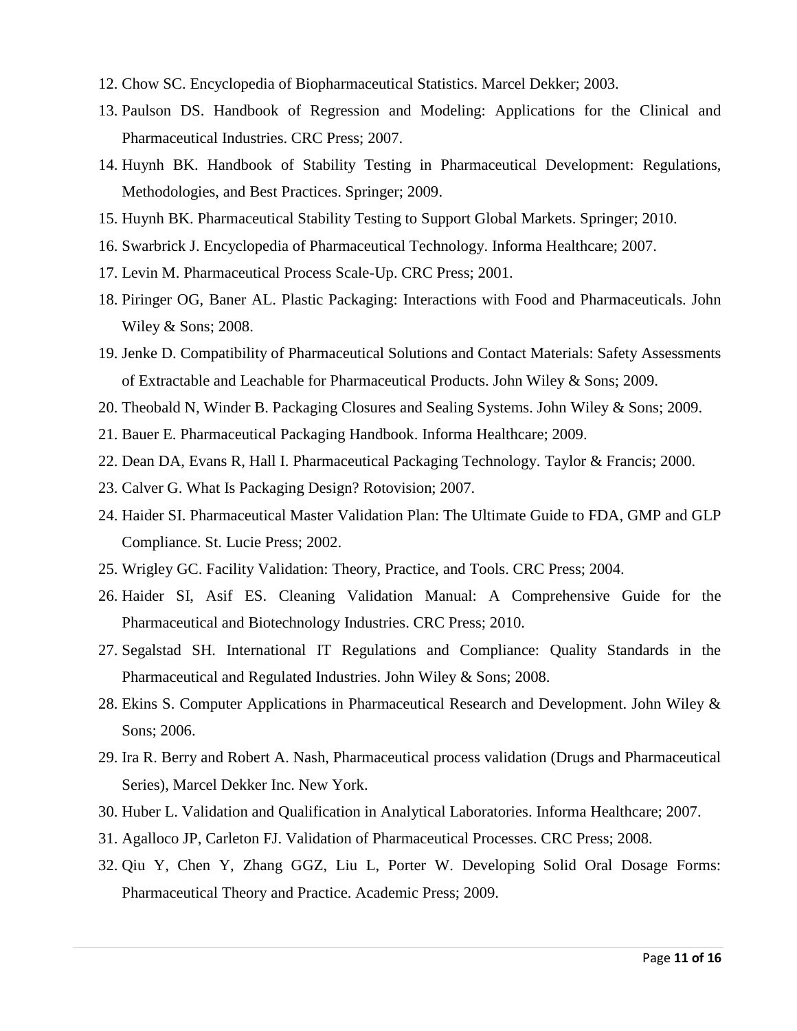12. Chow SC. Encyclopedia of Biopharmaceutical Statistics. Marcel Dekker; 2003.
13. Paulson DS. Handbook of Regression and Modeling: Applications for the Clinical and Pharmaceutical Industries. CRC Press; 2007.
14. Huynh BK. Handbook of Stability Testing in Pharmaceutical Development: Regulations, Methodologies, and Best Practices. Springer; 2009.
15. Huynh BK. Pharmaceutical Stability Testing to Support Global Markets. Springer; 2010.
16. Swarbrick J. Encyclopedia of Pharmaceutical Technology. Informa Healthcare; 2007.
17. Levin M. Pharmaceutical Process Scale-Up. CRC Press; 2001.
18. Piringer OG, Baner AL. Plastic Packaging: Interactions with Food and Pharmaceuticals. John Wiley & Sons; 2008.
19. Jenke D. Compatibility of Pharmaceutical Solutions and Contact Materials: Safety Assessments of Extractable and Leachable for Pharmaceutical Products. John Wiley & Sons; 2009.
20. Theobald N, Winder B. Packaging Closures and Sealing Systems. John Wiley & Sons; 2009.
21. Bauer E. Pharmaceutical Packaging Handbook. Informa Healthcare; 2009.
22. Dean DA, Evans R, Hall I. Pharmaceutical Packaging Technology. Taylor & Francis; 2000.
23. Calver G. What Is Packaging Design? Rotovision; 2007.
24. Haider SI. Pharmaceutical Master Validation Plan: The Ultimate Guide to FDA, GMP and GLP Compliance. St. Lucie Press; 2002.
25. Wrigley GC. Facility Validation: Theory, Practice, and Tools. CRC Press; 2004.
26. Haider SI, Asif ES. Cleaning Validation Manual: A Comprehensive Guide for the Pharmaceutical and Biotechnology Industries. CRC Press; 2010.
27. Segalstad SH. International IT Regulations and Compliance: Quality Standards in the Pharmaceutical and Regulated Industries. John Wiley & Sons; 2008.
28. Ekins S. Computer Applications in Pharmaceutical Research and Development. John Wiley & Sons; 2006.
29. Ira R. Berry and Robert A. Nash, Pharmaceutical process validation (Drugs and Pharmaceutical Series), Marcel Dekker Inc. New York.
30. Huber L. Validation and Qualification in Analytical Laboratories. Informa Healthcare; 2007.
31. Agalloco JP, Carleton FJ. Validation of Pharmaceutical Processes. CRC Press; 2008.
32. Qiu Y, Chen Y, Zhang GGZ, Liu L, Porter W. Developing Solid Oral Dosage Forms: Pharmaceutical Theory and Practice. Academic Press; 2009.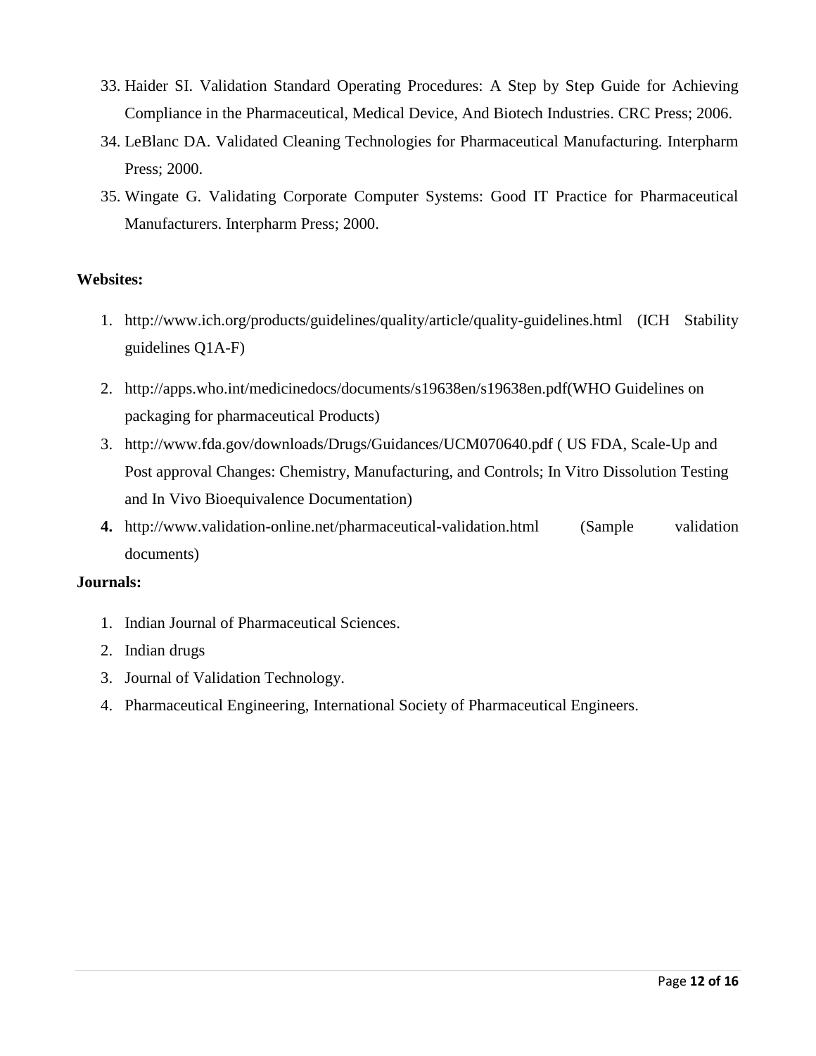33. Haider SI. Validation Standard Operating Procedures: A Step by Step Guide for Achieving Compliance in the Pharmaceutical, Medical Device, And Biotech Industries. CRC Press; 2006.
34. LeBlanc DA. Validated Cleaning Technologies for Pharmaceutical Manufacturing. Interpharm Press; 2000.
35. Wingate G. Validating Corporate Computer Systems: Good IT Practice for Pharmaceutical Manufacturers. Interpharm Press; 2000.

**Websites:**

1. http://www.ich.org/products/guidelines/quality/article/quality-guidelines.html (ICH Stability guidelines Q1A-F)
2. http://apps.who.int/medicinedocs/documents/s19638en/s19638en.pdf(WHO Guidelines on packaging for pharmaceutical Products)
3. http://www.fda.gov/downloads/Drugs/Guidances/UCM070640.pdf ( US FDA, Scale-Up and Post approval Changes: Chemistry, Manufacturing, and Controls; In Vitro Dissolution Testing and In Vivo Bioequivalence Documentation)
4. http://www.validation-online.net/pharmaceutical-validation.html (Sample validation documents)

**Journals:**

1. Indian Journal of Pharmaceutical Sciences.
2. Indian drugs
3. Journal of Validation Technology.
4. Pharmaceutical Engineering, International Society of Pharmaceutical Engineers.